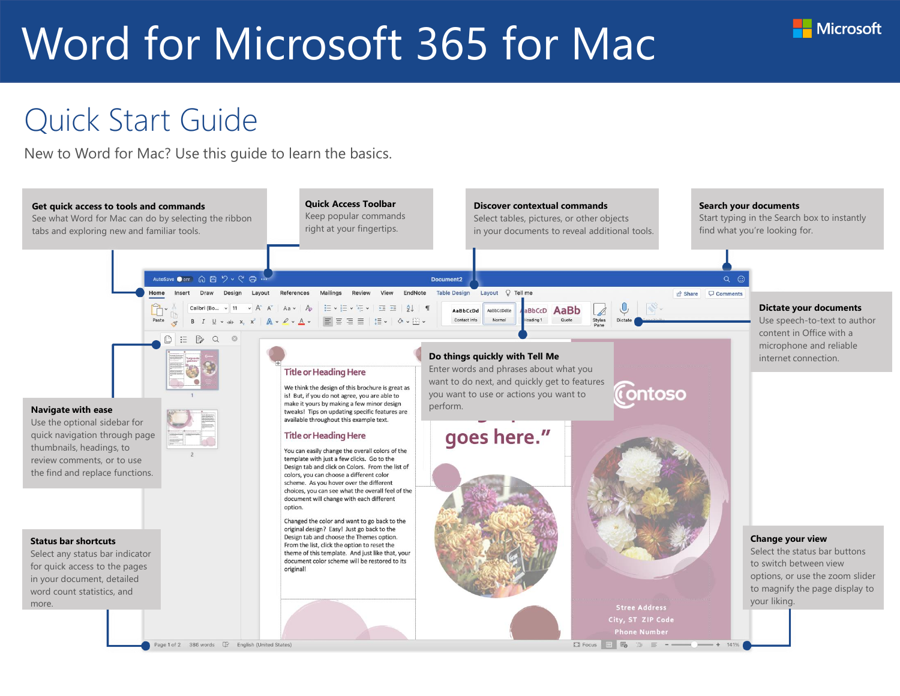# Word for Microsoft 365 for Mac

## Quick Start Guide

New to Word for Mac? Use this guide to learn the basics.

**Get quick access to tools and commands**
See what Word for Mac can do by selecting the ribbon tabs and exploring new and familiar tools.

**Quick Access Toolbar**
Keep popular commands right at your fingertips.

**Discover contextual commands**
Select tables, pictures, or other objects in your documents to reveal additional tools.

**Search your documents**
Start typing in the Search box to instantly find what you're looking for.

**Dictate your documents**
Use speech-to-text to author content in Office with a microphone and reliable internet connection.

**Navigate with ease**
Use the optional sidebar for quick navigation through page thumbnails, headings, to review comments, or to use the find and replace functions.

**Do things quickly with Tell Me**
Enter words and phrases about what you want to do next, and quickly get to features you want to use or actions you want to perform.

**Status bar shortcuts**
Select any status bar indicator for quick access to the pages in your document, detailed word count statistics, and more.

**Change your view**
Select the status bar buttons to switch between view options, or use the zoom slider to magnify the page display to your liking.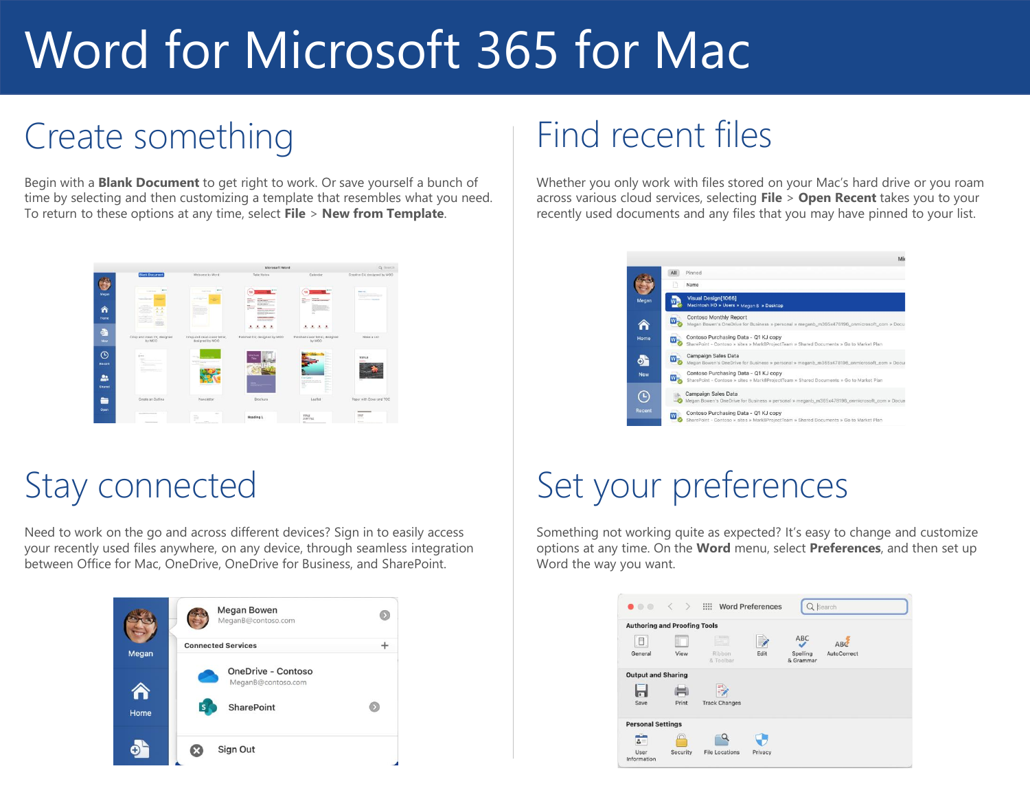# Word for Microsoft 365 for Mac

## Create something

Begin with a **Blank Document** to get right to work. Or save yourself a bunch of time by selecting and then customizing a template that resembles what you need. To return to these options at any time, select **File** > **New from Template**.

## Find recent files

Whether you only work with files stored on your Mac's hard drive or you roam across various cloud services, selecting **File** > **Open Recent** takes you to your recently used documents and any files that you may have pinned to your list.

## Stay connected

Need to work on the go and across different devices? Sign in to easily access your recently used files anywhere, on any device, through seamless integration between Office for Mac, OneDrive, OneDrive for Business, and SharePoint.

## Set your preferences

Something not working quite as expected? It's easy to change and customize options at any time. On the **Word** menu, select **Preferences**, and then set up Word the way you want.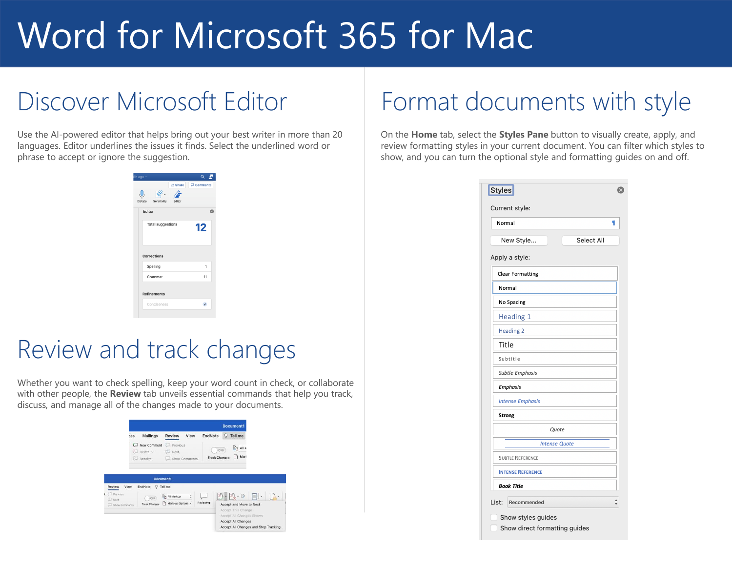# Word for Microsoft 365 for Mac

## Discover Microsoft Editor

Use the AI-powered editor that helps bring out your best writer in more than 20 languages. Editor underlines the issues it finds. Select the underlined word or phrase to accept or ignore the suggestion.

## Review and track changes

Whether you want to check spelling, keep your word count in check, or collaborate with other people, the **Review** tab unveils essential commands that help you track, discuss, and manage all of the changes made to your documents.

## Format documents with style

On the **Home** tab, select the **Styles Pane** button to visually create, apply, and review formatting styles in your current document. You can filter which styles to show, and you can turn the optional style and formatting guides on and off.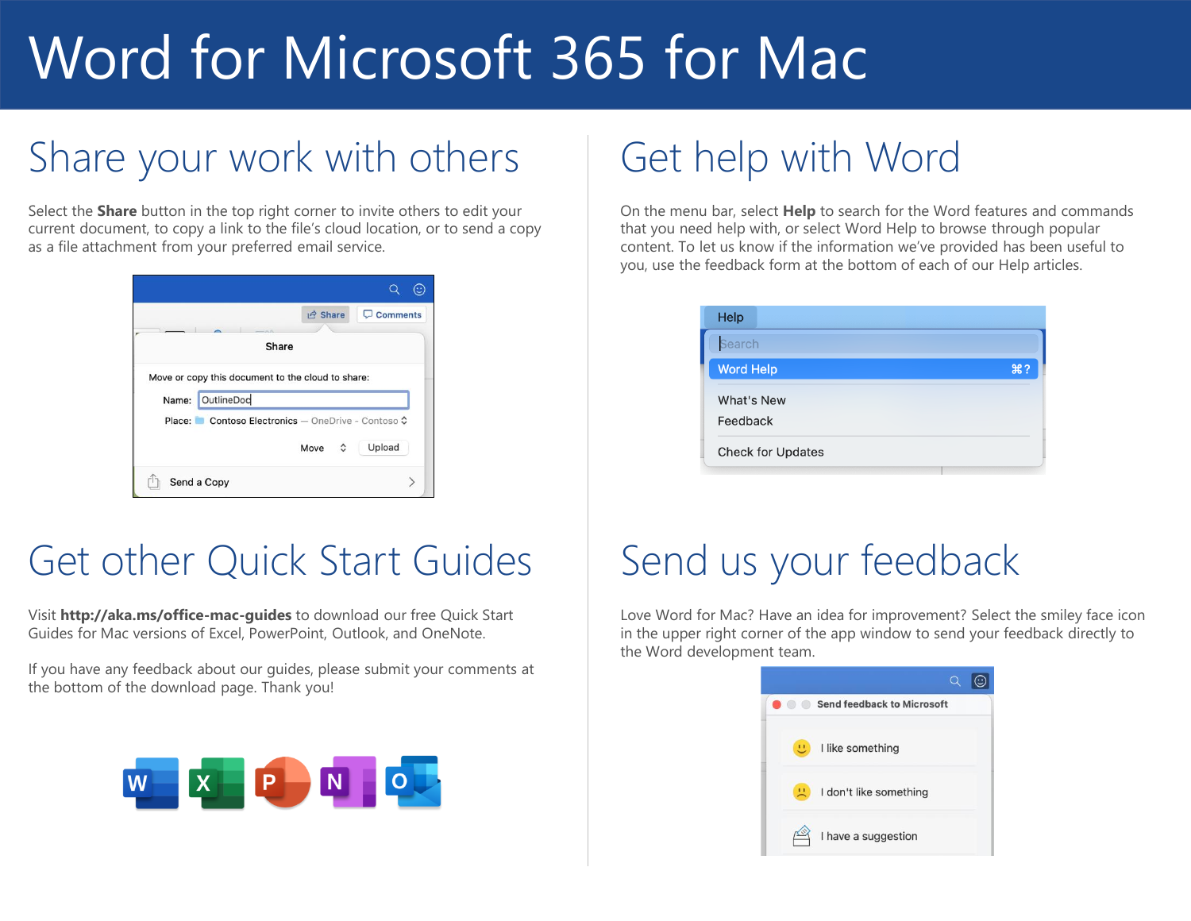# Word for Microsoft 365 for Mac

## Share your work with others

Select the **Share** button in the top right corner to invite others to edit your current document, to copy a link to the file's cloud location, or to send a copy as a file attachment from your preferred email service.

## Get help with Word

On the menu bar, select **Help** to search for the Word features and commands that you need help with, or select Word Help to browse through popular content. To let us know if the information we've provided has been useful to you, use the feedback form at the bottom of each of our Help articles.

## Get other Quick Start Guides

Visit **http://aka.ms/office-mac-guides** to download our free Quick Start Guides for Mac versions of Excel, PowerPoint, Outlook, and OneNote.

If you have any feedback about our guides, please submit your comments at the bottom of the download page. Thank you!

## Send us your feedback

Love Word for Mac? Have an idea for improvement? Select the smiley face icon in the upper right corner of the app window to send your feedback directly to the Word development team.